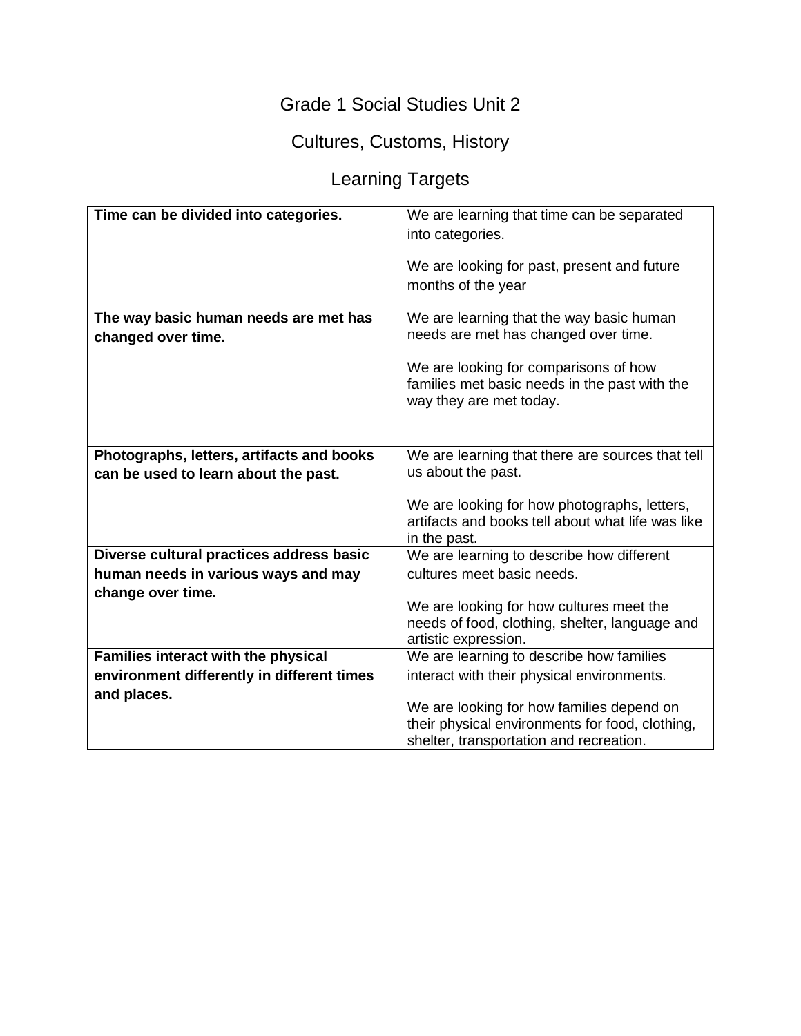# Grade 1 Social Studies Unit 2

## Cultures, Customs, History

## Learning Targets

| | |
|---|---|
| **Time can be divided into categories.** | We are learning that time can be separated into categories.<br><br>We are looking for past, present and future months of the year |
| **The way basic human needs are met has changed over time.** | We are learning that the way basic human needs are met has changed over time.<br><br>We are looking for comparisons of how families met basic needs in the past with the way they are met today. |
| **Photographs, letters, artifacts and books can be used to learn about the past.** | We are learning that there are sources that tell us about the past.<br><br>We are looking for how photographs, letters, artifacts and books tell about what life was like in the past. |
| **Diverse cultural practices address basic human needs in various ways and may change over time.** | We are learning to describe how different cultures meet basic needs.<br><br>We are looking for how cultures meet the needs of food, clothing, shelter, language and artistic expression. |
| **Families interact with the physical environment differently in different times and places.** | We are learning to describe how families interact with their physical environments.<br><br>We are looking for how families depend on their physical environments for food, clothing, shelter, transportation and recreation. |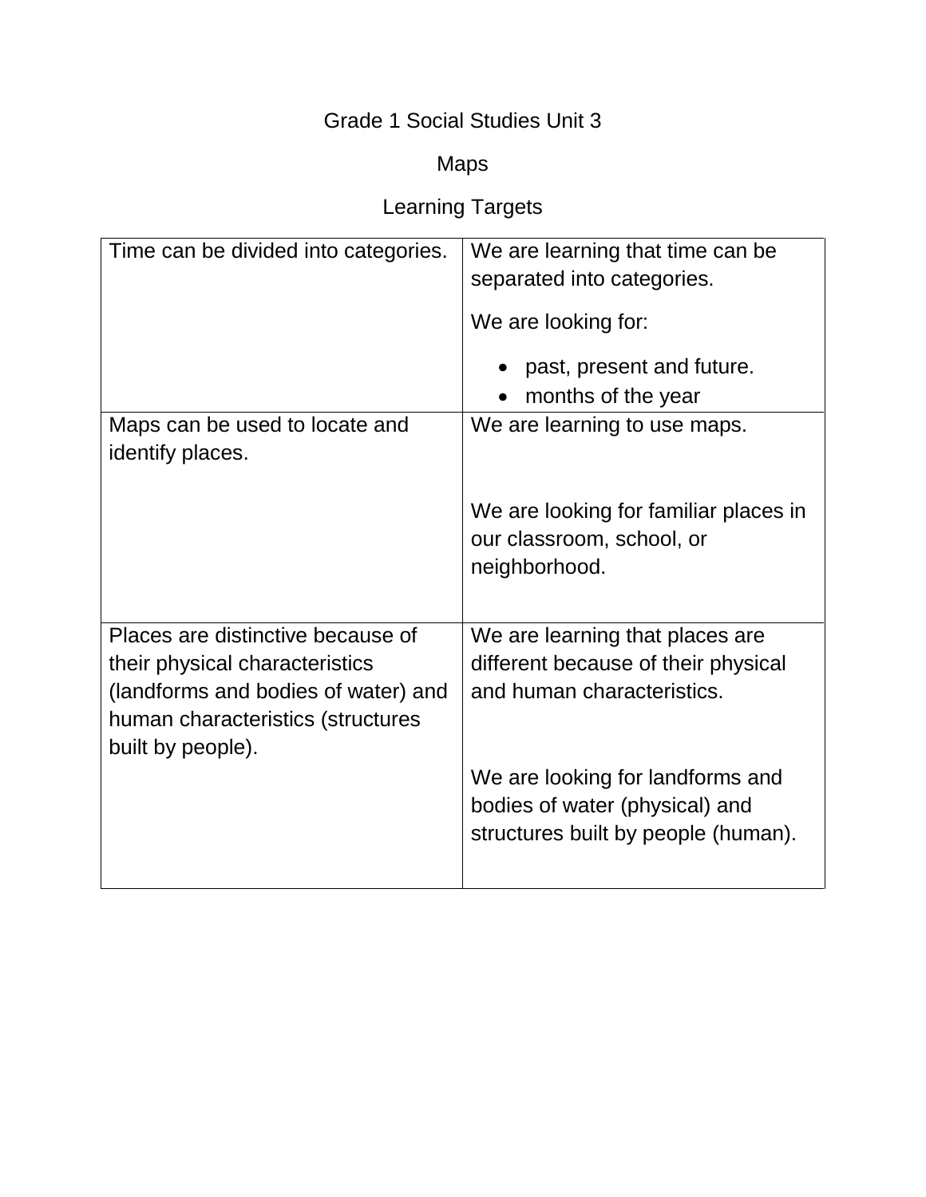Grade 1 Social Studies Unit 3

Maps

Learning Targets

| | |
|---|---|
| Time can be divided into categories. | We are learning that time can be separated into categories.<br><br>We are looking for:<br>• past, present and future.<br>• months of the year |
| Maps can be used to locate and identify places. | We are learning to use maps.<br><br>We are looking for familiar places in our classroom, school, or neighborhood. |
| Places are distinctive because of their physical characteristics (landforms and bodies of water) and human characteristics (structures built by people). | We are learning that places are different because of their physical and human characteristics.<br><br>We are looking for landforms and bodies of water (physical) and structures built by people (human). |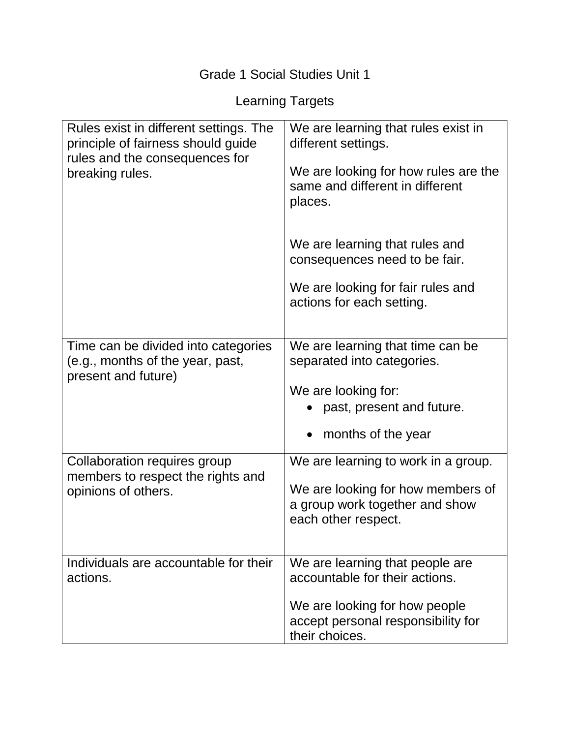# Grade 1 Social Studies Unit 1

## Learning Targets

| | |
|---|---|
| Rules exist in different settings. The principle of fairness should guide rules and the consequences for breaking rules. | We are learning that rules exist in different settings.<br><br>We are looking for how rules are the same and different in different places.<br><br>We are learning that rules and consequences need to be fair.<br><br>We are looking for fair rules and actions for each setting. |
| Time can be divided into categories (e.g., months of the year, past, present and future) | We are learning that time can be separated into categories.<br><br>We are looking for:<br>• past, present and future.<br>• months of the year |
| Collaboration requires group members to respect the rights and opinions of others. | We are learning to work in a group.<br><br>We are looking for how members of a group work together and show each other respect. |
| Individuals are accountable for their actions. | We are learning that people are accountable for their actions.<br><br>We are looking for how people accept personal responsibility for their choices. |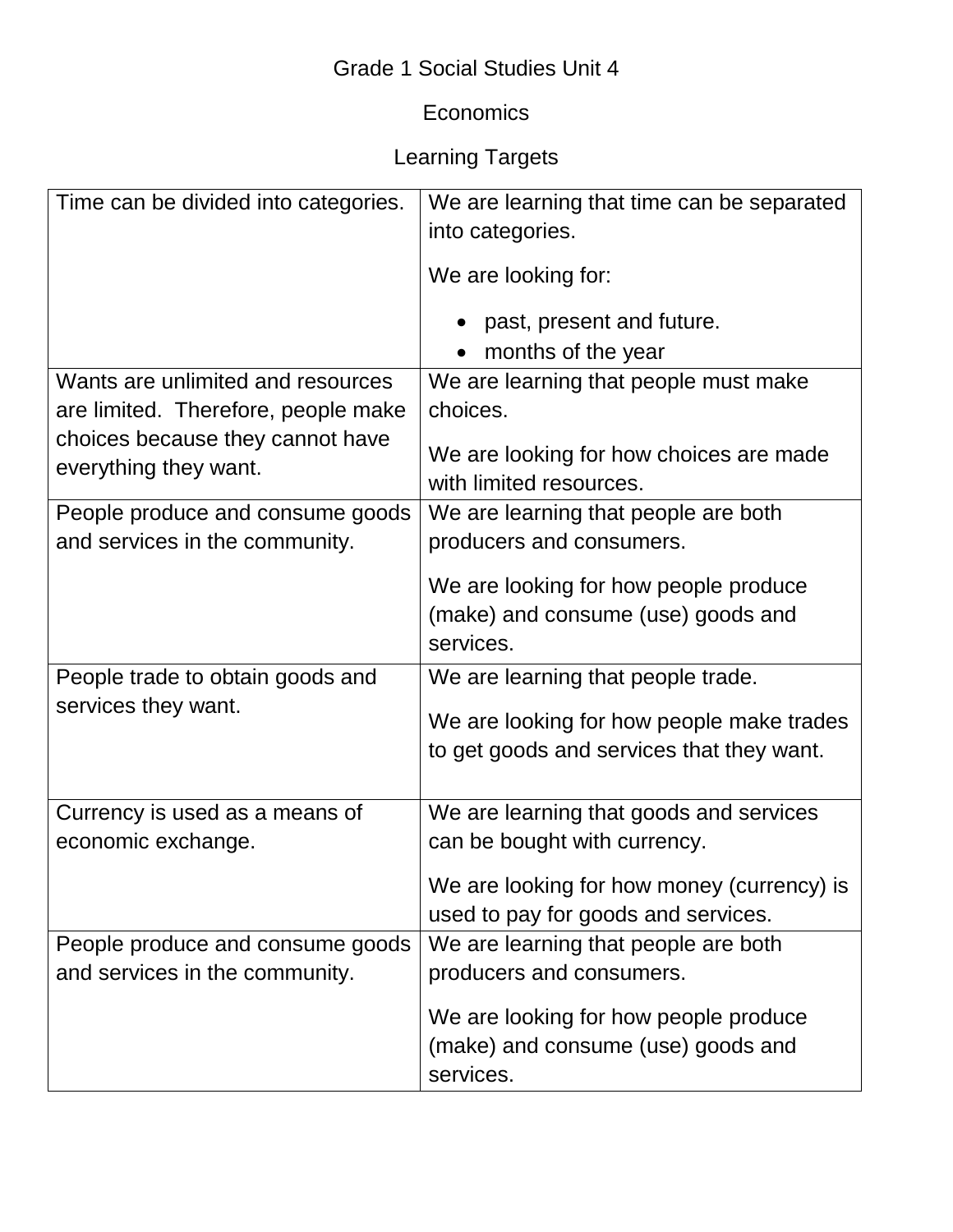Grade 1 Social Studies Unit 4

Economics

Learning Targets

| | |
|---|---|
| Time can be divided into categories. | We are learning that time can be separated into categories.<br><br>We are looking for:<br><br>• past, present and future.<br>• months of the year |
| Wants are unlimited and resources are limited. Therefore, people make choices because they cannot have everything they want. | We are learning that people must make choices.<br><br>We are looking for how choices are made with limited resources. |
| People produce and consume goods and services in the community. | We are learning that people are both producers and consumers.<br><br>We are looking for how people produce (make) and consume (use) goods and services. |
| People trade to obtain goods and services they want. | We are learning that people trade.<br><br>We are looking for how people make trades to get goods and services that they want. |
| Currency is used as a means of economic exchange. | We are learning that goods and services can be bought with currency.<br><br>We are looking for how money (currency) is used to pay for goods and services. |
| People produce and consume goods and services in the community. | We are learning that people are both producers and consumers.<br><br>We are looking for how people produce (make) and consume (use) goods and services. |